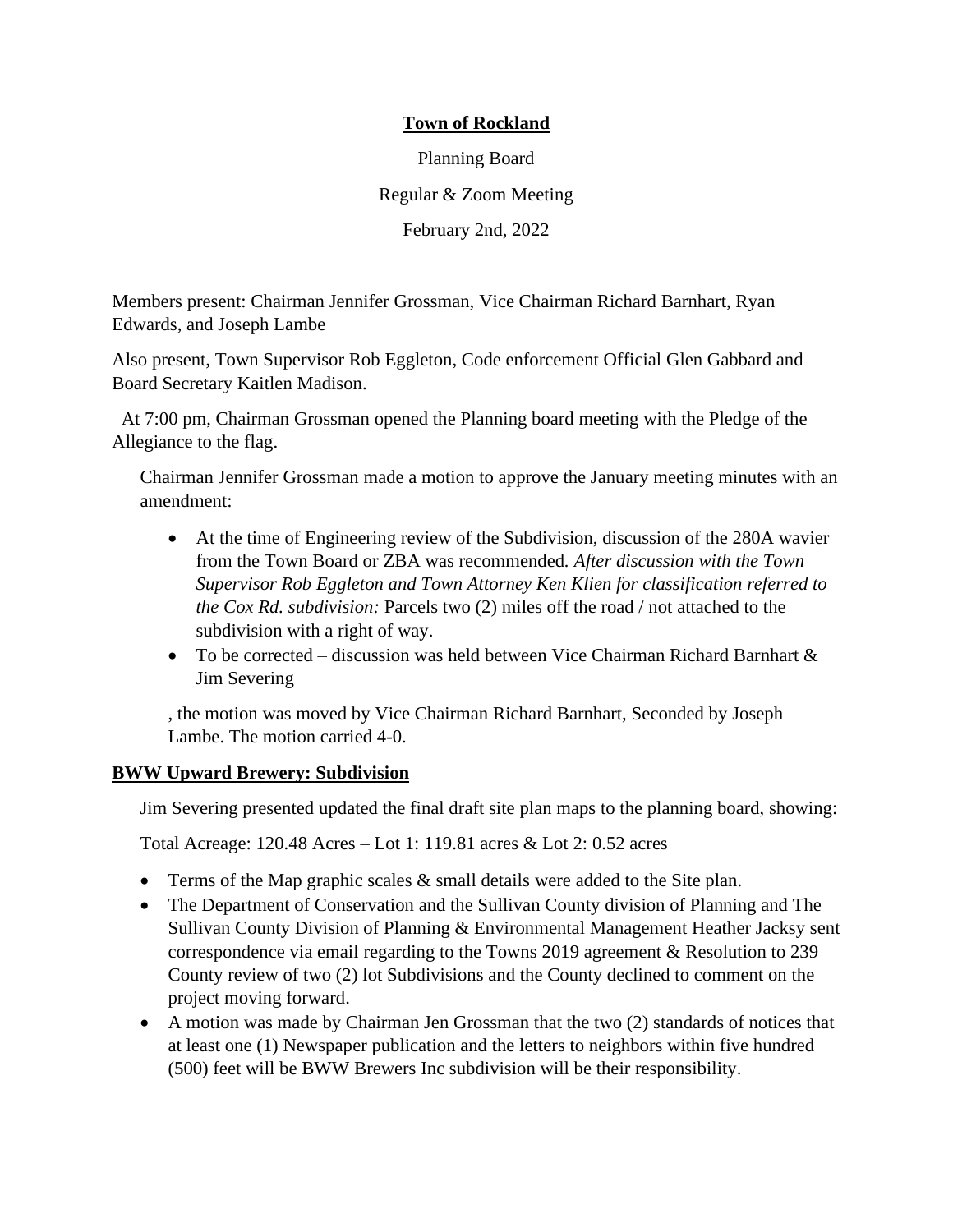**Town of Rockland**

Planning Board

Regular & Zoom Meeting

February 2nd, 2022

Members present: Chairman Jennifer Grossman, Vice Chairman Richard Barnhart, Ryan Edwards, and Joseph Lambe

Also present, Town Supervisor Rob Eggleton, Code enforcement Official Glen Gabbard and Board Secretary Kaitlen Madison.

At 7:00 pm, Chairman Grossman opened the Planning board meeting with the Pledge of the Allegiance to the flag.

Chairman Jennifer Grossman made a motion to approve the January meeting minutes with an amendment:

- At the time of Engineering review of the Subdivision, discussion of the 280A wavier from the Town Board or ZBA was recommended. *After discussion with the Town Supervisor Rob Eggleton and Town Attorney Ken Klien for classification referred to the Cox Rd. subdivision:* Parcels two (2) miles off the road / not attached to the subdivision with a right of way.
- To be corrected – discussion was held between Vice Chairman Richard Barnhart & Jim Severing

, the motion was moved by Vice Chairman Richard Barnhart, Seconded by Joseph Lambe. The motion carried 4-0.

**BWW Upward Brewery: Subdivision**

Jim Severing presented updated the final draft site plan maps to the planning board, showing:

Total Acreage: 120.48 Acres – Lot 1: 119.81 acres & Lot 2: 0.52 acres

- Terms of the Map graphic scales & small details were added to the Site plan.
- The Department of Conservation and the Sullivan County division of Planning and The Sullivan County Division of Planning & Environmental Management Heather Jacksy sent correspondence via email regarding to the Towns 2019 agreement & Resolution to 239 County review of two (2) lot Subdivisions and the County declined to comment on the project moving forward.
- A motion was made by Chairman Jen Grossman that the two (2) standards of notices that at least one (1) Newspaper publication and the letters to neighbors within five hundred (500) feet will be BWW Brewers Inc subdivision will be their responsibility.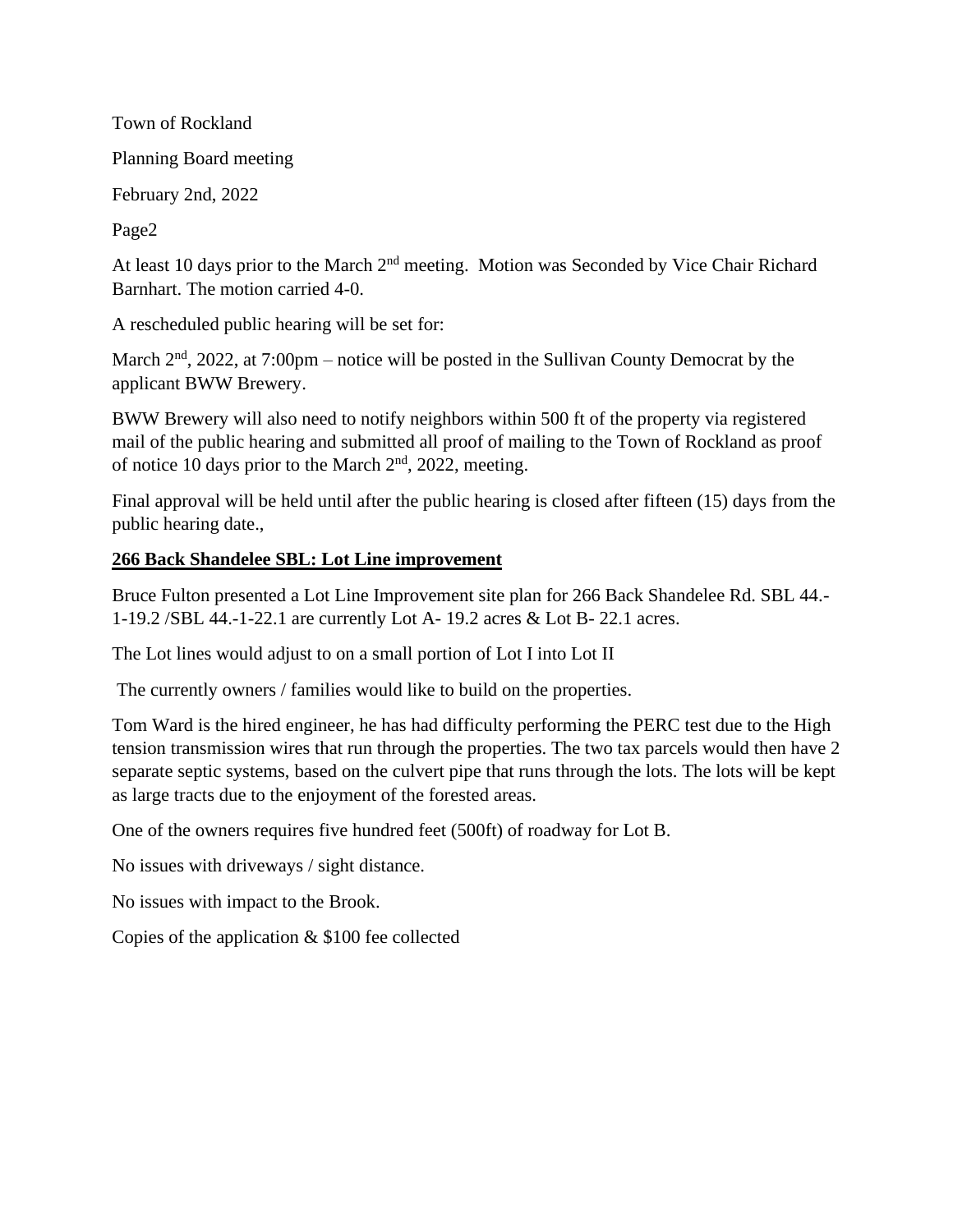At least 10 days prior to the March 2nd meeting. Motion was Seconded by Vice Chair Richard Barnhart. The motion carried 4-0.

A rescheduled public hearing will be set for:

March 2nd, 2022, at 7:00pm – notice will be posted in the Sullivan County Democrat by the applicant BWW Brewery.

BWW Brewery will also need to notify neighbors within 500 ft of the property via registered mail of the public hearing and submitted all proof of mailing to the Town of Rockland as proof of notice 10 days prior to the March 2nd, 2022, meeting.

Final approval will be held until after the public hearing is closed after fifteen (15) days from the public hearing date.,

**266 Back Shandelee SBL: Lot Line improvement**

Bruce Fulton presented a Lot Line Improvement site plan for 266 Back Shandelee Rd. SBL 44.-1-19.2 /SBL 44.-1-22.1 are currently Lot A- 19.2 acres & Lot B- 22.1 acres.

The Lot lines would adjust to on a small portion of Lot I into Lot II

The currently owners / families would like to build on the properties.

Tom Ward is the hired engineer, he has had difficulty performing the PERC test due to the High tension transmission wires that run through the properties. The two tax parcels would then have 2 separate septic systems, based on the culvert pipe that runs through the lots. The lots will be kept as large tracts due to the enjoyment of the forested areas.

One of the owners requires five hundred feet (500ft) of roadway for Lot B.

No issues with driveways / sight distance.

No issues with impact to the Brook.

Copies of the application & $100 fee collected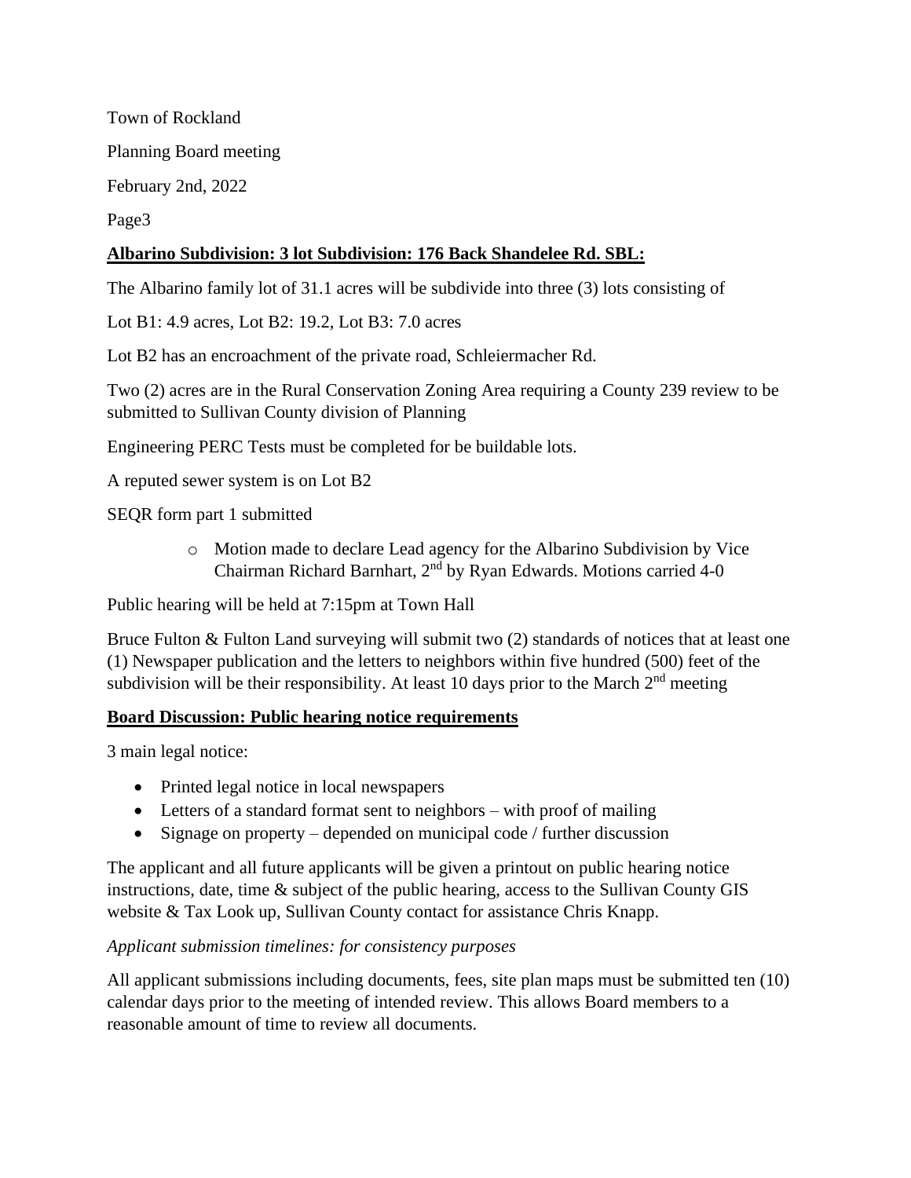Town of Rockland

Planning Board meeting

February 2nd, 2022

Page3

**Albarino Subdivision: 3 lot Subdivision: 176 Back Shandelee Rd. SBL:**

The Albarino family lot of 31.1 acres will be subdivide into three (3) lots consisting of

Lot B1: 4.9 acres, Lot B2: 19.2, Lot B3: 7.0 acres

Lot B2 has an encroachment of the private road, Schleiermacher Rd.

Two (2) acres are in the Rural Conservation Zoning Area requiring a County 239 review to be submitted to Sullivan County division of Planning

Engineering PERC Tests must be completed for be buildable lots.

A reputed sewer system is on Lot B2

SEQR form part 1 submitted

- Motion made to declare Lead agency for the Albarino Subdivision by Vice Chairman Richard Barnhart, 2nd by Ryan Edwards. Motions carried 4-0

Public hearing will be held at 7:15pm at Town Hall

Bruce Fulton & Fulton Land surveying will submit two (2) standards of notices that at least one (1) Newspaper publication and the letters to neighbors within five hundred (500) feet of the subdivision will be their responsibility. At least 10 days prior to the March 2nd meeting

**Board Discussion: Public hearing notice requirements**

3 main legal notice:

- Printed legal notice in local newspapers
- Letters of a standard format sent to neighbors – with proof of mailing
- Signage on property – depended on municipal code / further discussion

The applicant and all future applicants will be given a printout on public hearing notice instructions, date, time & subject of the public hearing, access to the Sullivan County GIS website & Tax Look up, Sullivan County contact for assistance Chris Knapp.

*Applicant submission timelines: for consistency purposes*

All applicant submissions including documents, fees, site plan maps must be submitted ten (10) calendar days prior to the meeting of intended review. This allows Board members to a reasonable amount of time to review all documents.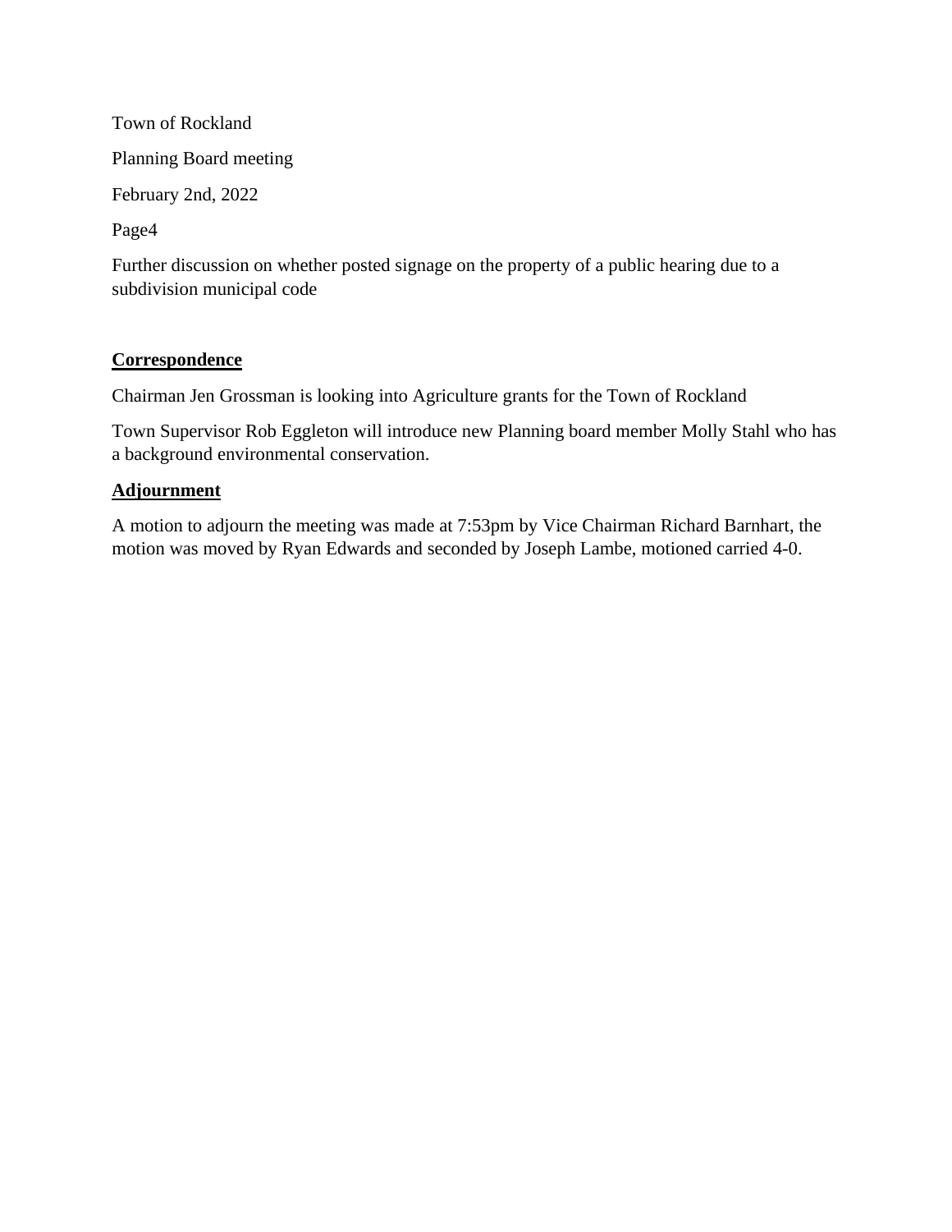Further discussion on whether posted signage on the property of a public hearing due to a subdivision municipal code

**Correspondence**

Chairman Jen Grossman is looking into Agriculture grants for the Town of Rockland

Town Supervisor Rob Eggleton will introduce new Planning board member Molly Stahl who has a background environmental conservation.

**Adjournment**

A motion to adjourn the meeting was made at 7:53pm by Vice Chairman Richard Barnhart, the motion was moved by Ryan Edwards and seconded by Joseph Lambe, motioned carried 4-0.